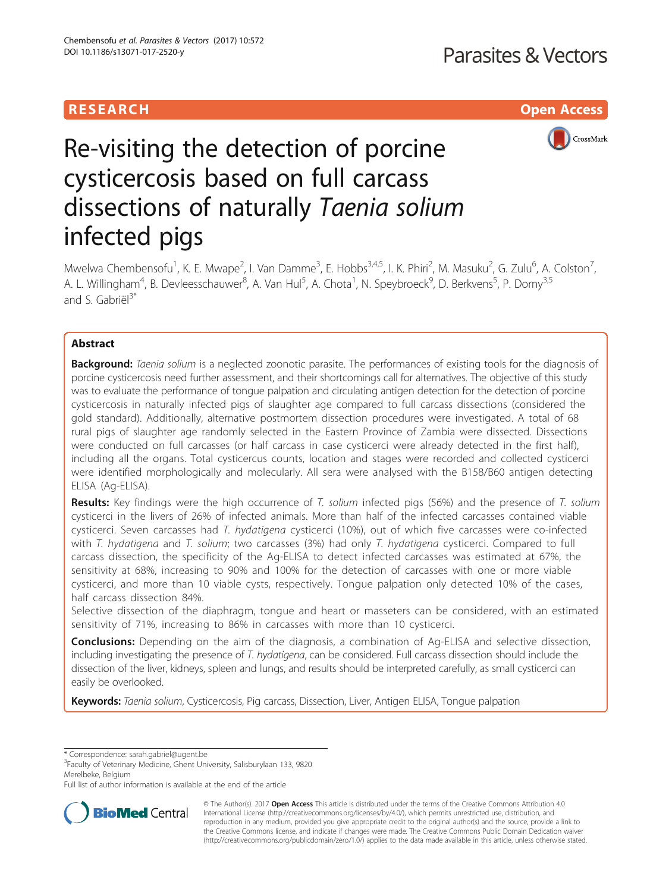RESEARCH

Open Access

# Re-visiting the detection of porcine cysticercosis based on full carcass dissections of naturally *Taenia solium* infected pigs

Mwelwa Chembensofu[1], K. E. Mwape[2], I. Van Damme[3], E. Hobbs[3,4,5], I. K. Phiri[2], M. Masuku[2], G. Zulu[6], A. Colston[7], A. L. Willingham[4], B. Devleesschauwer[8], A. Van Hul[5], A. Chota[1], N. Speybroeck[9], D. Berkvens[5], P. Dorny[3,5] and S. Gabriël[3*]

## Abstract

**Background:** *Taenia solium* is a neglected zoonotic parasite. The performances of existing tools for the diagnosis of porcine cysticercosis need further assessment, and their shortcomings call for alternatives. The objective of this study was to evaluate the performance of tongue palpation and circulating antigen detection for the detection of porcine cysticercosis in naturally infected pigs of slaughter age compared to full carcass dissections (considered the gold standard). Additionally, alternative postmortem dissection procedures were investigated. A total of 68 rural pigs of slaughter age randomly selected in the Eastern Province of Zambia were dissected. Dissections were conducted on full carcasses (or half carcass in case cysticerci were already detected in the first half), including all the organs. Total cysticercus counts, location and stages were recorded and collected cysticerci were identified morphologically and molecularly. All sera were analysed with the B158/B60 antigen detecting ELISA (Ag-ELISA).

**Results:** Key findings were the high occurrence of *T. solium* infected pigs (56%) and the presence of *T. solium* cysticerci in the livers of 26% of infected animals. More than half of the infected carcasses contained viable cysticerci. Seven carcasses had *T. hydatigena* cysticerci (10%), out of which five carcasses were co-infected with *T. hydatigena* and *T. solium*; two carcasses (3%) had only *T. hydatigena* cysticerci. Compared to full carcass dissection, the specificity of the Ag-ELISA to detect infected carcasses was estimated at 67%, the sensitivity at 68%, increasing to 90% and 100% for the detection of carcasses with one or more viable cysticerci, and more than 10 viable cysts, respectively. Tongue palpation only detected 10% of the cases, half carcass dissection 84%.

Selective dissection of the diaphragm, tongue and heart or masseters can be considered, with an estimated sensitivity of 71%, increasing to 86% in carcasses with more than 10 cysticerci.

**Conclusions:** Depending on the aim of the diagnosis, a combination of Ag-ELISA and selective dissection, including investigating the presence of *T. hydatigena*, can be considered. Full carcass dissection should include the dissection of the liver, kidneys, spleen and lungs, and results should be interpreted carefully, as small cysticerci can easily be overlooked.

**Keywords:** *Taenia solium*, Cysticercosis, Pig carcass, Dissection, Liver, Antigen ELISA, Tongue palpation

---

\* Correspondence: sarah.gabriel@ugent.be

[3]Faculty of Veterinary Medicine, Ghent University, Salisburylaan 133, 9820 Merelbeke, Belgium

Full list of author information is available at the end of the article

© The Author(s). 2017 **Open Access** This article is distributed under the terms of the Creative Commons Attribution 4.0 International License (http://creativecommons.org/licenses/by/4.0/), which permits unrestricted use, distribution, and reproduction in any medium, provided you give appropriate credit to the original author(s) and the source, provide a link to the Creative Commons license, and indicate if changes were made. The Creative Commons Public Domain Dedication waiver (http://creativecommons.org/publicdomain/zero/1.0/) applies to the data made available in this article, unless otherwise stated.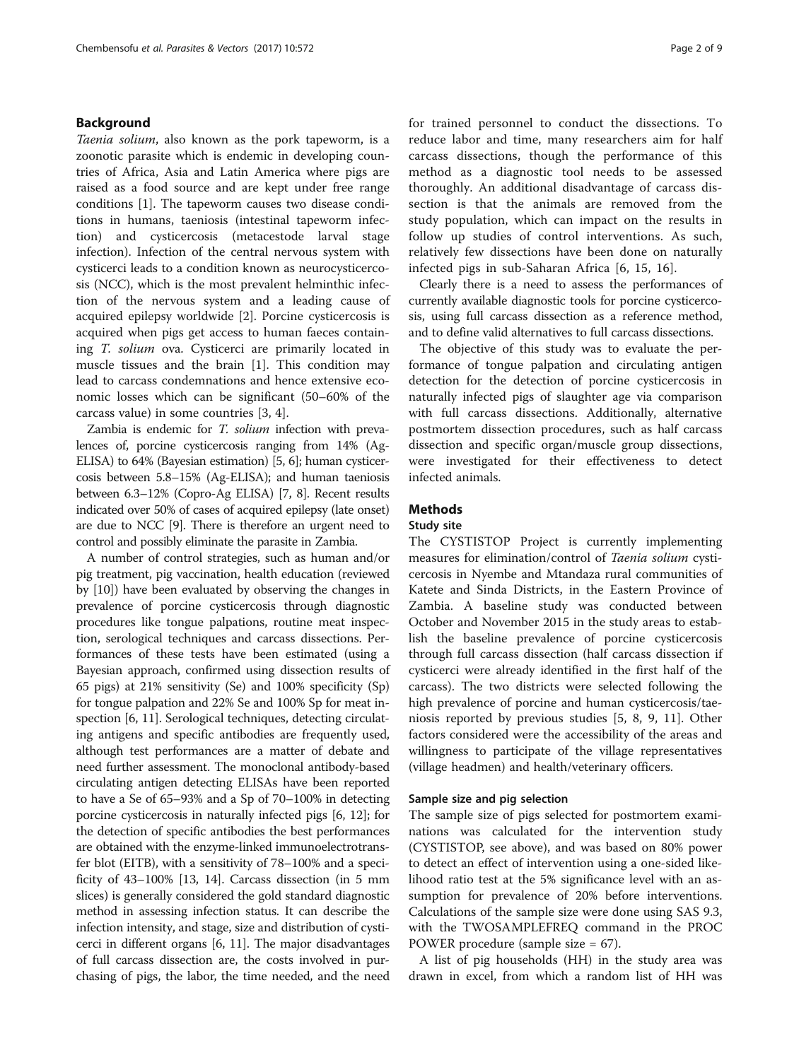## Background

*Taenia solium*, also known as the pork tapeworm, is a zoonotic parasite which is endemic in developing countries of Africa, Asia and Latin America where pigs are raised as a food source and are kept under free range conditions [1]. The tapeworm causes two disease conditions in humans, taeniosis (intestinal tapeworm infection) and cysticercosis (metacestode larval stage infection). Infection of the central nervous system with cysticerci leads to a condition known as neurocysticercosis (NCC), which is the most prevalent helminthic infection of the nervous system and a leading cause of acquired epilepsy worldwide [2]. Porcine cysticercosis is acquired when pigs get access to human faeces containing *T. solium* ova. Cysticerci are primarily located in muscle tissues and the brain [1]. This condition may lead to carcass condemnations and hence extensive economic losses which can be significant (50–60% of the carcass value) in some countries [3, 4].

Zambia is endemic for *T. solium* infection with prevalences of, porcine cysticercosis ranging from 14% (Ag-ELISA) to 64% (Bayesian estimation) [5, 6]; human cysticercosis between 5.8–15% (Ag-ELISA); and human taeniosis between 6.3–12% (Copro-Ag ELISA) [7, 8]. Recent results indicated over 50% of cases of acquired epilepsy (late onset) are due to NCC [9]. There is therefore an urgent need to control and possibly eliminate the parasite in Zambia.

A number of control strategies, such as human and/or pig treatment, pig vaccination, health education (reviewed by [10]) have been evaluated by observing the changes in prevalence of porcine cysticercosis through diagnostic procedures like tongue palpations, routine meat inspection, serological techniques and carcass dissections. Performances of these tests have been estimated (using a Bayesian approach, confirmed using dissection results of 65 pigs) at 21% sensitivity (Se) and 100% specificity (Sp) for tongue palpation and 22% Se and 100% Sp for meat inspection [6, 11]. Serological techniques, detecting circulating antigens and specific antibodies are frequently used, although test performances are a matter of debate and need further assessment. The monoclonal antibody-based circulating antigen detecting ELISAs have been reported to have a Se of 65–93% and a Sp of 70–100% in detecting porcine cysticercosis in naturally infected pigs [6, 12]; for the detection of specific antibodies the best performances are obtained with the enzyme-linked immunoelectrotransfer blot (EITB), with a sensitivity of 78–100% and a specificity of 43–100% [13, 14]. Carcass dissection (in 5 mm slices) is generally considered the gold standard diagnostic method in assessing infection status. It can describe the infection intensity, and stage, size and distribution of cysticerci in different organs [6, 11]. The major disadvantages of full carcass dissection are, the costs involved in purchasing of pigs, the labor, the time needed, and the need for trained personnel to conduct the dissections. To reduce labor and time, many researchers aim for half carcass dissections, though the performance of this method as a diagnostic tool needs to be assessed thoroughly. An additional disadvantage of carcass dissection is that the animals are removed from the study population, which can impact on the results in follow up studies of control interventions. As such, relatively few dissections have been done on naturally infected pigs in sub-Saharan Africa [6, 15, 16].

Clearly there is a need to assess the performances of currently available diagnostic tools for porcine cysticercosis, using full carcass dissection as a reference method, and to define valid alternatives to full carcass dissections.

The objective of this study was to evaluate the performance of tongue palpation and circulating antigen detection for the detection of porcine cysticercosis in naturally infected pigs of slaughter age via comparison with full carcass dissections. Additionally, alternative postmortem dissection procedures, such as half carcass dissection and specific organ/muscle group dissections, were investigated for their effectiveness to detect infected animals.

## Methods

### Study site

The CYSTISTOP Project is currently implementing measures for elimination/control of *Taenia solium* cysticercosis in Nyembe and Mtandaza rural communities of Katete and Sinda Districts, in the Eastern Province of Zambia. A baseline study was conducted between October and November 2015 in the study areas to establish the baseline prevalence of porcine cysticercosis through full carcass dissection (half carcass dissection if cysticerci were already identified in the first half of the carcass). The two districts were selected following the high prevalence of porcine and human cysticercosis/taeniosis reported by previous studies [5, 8, 9, 11]. Other factors considered were the accessibility of the areas and willingness to participate of the village representatives (village headmen) and health/veterinary officers.

### Sample size and pig selection

The sample size of pigs selected for postmortem examinations was calculated for the intervention study (CYSTISTOP, see above), and was based on 80% power to detect an effect of intervention using a one-sided likelihood ratio test at the 5% significance level with an assumption for prevalence of 20% before interventions. Calculations of the sample size were done using SAS 9.3, with the TWOSAMPLEFREQ command in the PROC POWER procedure (sample size = 67).

A list of pig households (HH) in the study area was drawn in excel, from which a random list of HH was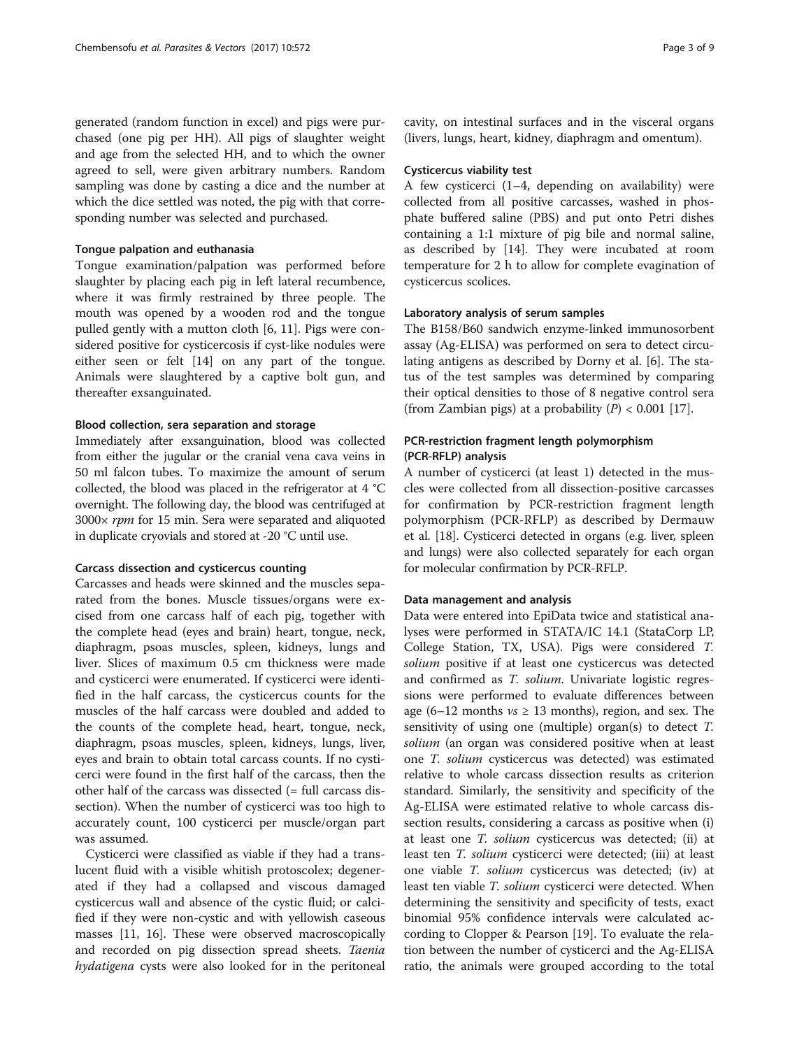generated (random function in excel) and pigs were purchased (one pig per HH). All pigs of slaughter weight and age from the selected HH, and to which the owner agreed to sell, were given arbitrary numbers. Random sampling was done by casting a dice and the number at which the dice settled was noted, the pig with that corresponding number was selected and purchased.

#### Tongue palpation and euthanasia

Tongue examination/palpation was performed before slaughter by placing each pig in left lateral recumbence, where it was firmly restrained by three people. The mouth was opened by a wooden rod and the tongue pulled gently with a mutton cloth [6, 11]. Pigs were considered positive for cysticercosis if cyst-like nodules were either seen or felt [14] on any part of the tongue. Animals were slaughtered by a captive bolt gun, and thereafter exsanguinated.

#### Blood collection, sera separation and storage

Immediately after exsanguination, blood was collected from either the jugular or the cranial vena cava veins in 50 ml falcon tubes. To maximize the amount of serum collected, the blood was placed in the refrigerator at 4 °C overnight. The following day, the blood was centrifuged at 3000× *rpm* for 15 min. Sera were separated and aliquoted in duplicate cryovials and stored at -20 °C until use.

#### Carcass dissection and cysticercus counting

Carcasses and heads were skinned and the muscles separated from the bones. Muscle tissues/organs were excised from one carcass half of each pig, together with the complete head (eyes and brain) heart, tongue, neck, diaphragm, psoas muscles, spleen, kidneys, lungs and liver. Slices of maximum 0.5 cm thickness were made and cysticerci were enumerated. If cysticerci were identified in the half carcass, the cysticercus counts for the muscles of the half carcass were doubled and added to the counts of the complete head, heart, tongue, neck, diaphragm, psoas muscles, spleen, kidneys, lungs, liver, eyes and brain to obtain total carcass counts. If no cysticerci were found in the first half of the carcass, then the other half of the carcass was dissected (= full carcass dissection). When the number of cysticerci was too high to accurately count, 100 cysticerci per muscle/organ part was assumed.

Cysticerci were classified as viable if they had a translucent fluid with a visible whitish protoscolex; degenerated if they had a collapsed and viscous damaged cysticercus wall and absence of the cystic fluid; or calcified if they were non-cystic and with yellowish caseous masses [11, 16]. These were observed macroscopically and recorded on pig dissection spread sheets. *Taenia hydatigena* cysts were also looked for in the peritoneal cavity, on intestinal surfaces and in the visceral organs (livers, lungs, heart, kidney, diaphragm and omentum).

#### Cysticercus viability test

A few cysticerci (1–4, depending on availability) were collected from all positive carcasses, washed in phosphate buffered saline (PBS) and put onto Petri dishes containing a 1:1 mixture of pig bile and normal saline, as described by [14]. They were incubated at room temperature for 2 h to allow for complete evagination of cysticercus scolices.

#### Laboratory analysis of serum samples

The B158/B60 sandwich enzyme-linked immunosorbent assay (Ag-ELISA) was performed on sera to detect circulating antigens as described by Dorny et al. [6]. The status of the test samples was determined by comparing their optical densities to those of 8 negative control sera (from Zambian pigs) at a probability ($P$) < 0.001 [17].

#### PCR-restriction fragment length polymorphism (PCR-RFLP) analysis

A number of cysticerci (at least 1) detected in the muscles were collected from all dissection-positive carcasses for confirmation by PCR-restriction fragment length polymorphism (PCR-RFLP) as described by Dermauw et al. [18]. Cysticerci detected in organs (e.g. liver, spleen and lungs) were also collected separately for each organ for molecular confirmation by PCR-RFLP.

#### Data management and analysis

Data were entered into EpiData twice and statistical analyses were performed in STATA/IC 14.1 (StataCorp LP, College Station, TX, USA). Pigs were considered *T. solium* positive if at least one cysticercus was detected and confirmed as *T. solium*. Univariate logistic regressions were performed to evaluate differences between age (6–12 months *vs* ≥ 13 months), region, and sex. The sensitivity of using one (multiple) organ(s) to detect *T. solium* (an organ was considered positive when at least one *T. solium* cysticercus was detected) was estimated relative to whole carcass dissection results as criterion standard. Similarly, the sensitivity and specificity of the Ag-ELISA were estimated relative to whole carcass dissection results, considering a carcass as positive when (i) at least one *T. solium* cysticercus was detected; (ii) at least ten *T. solium* cysticerci were detected; (iii) at least one viable *T. solium* cysticercus was detected; (iv) at least ten viable *T. solium* cysticerci were detected. When determining the sensitivity and specificity of tests, exact binomial 95% confidence intervals were calculated according to Clopper & Pearson [19]. To evaluate the relation between the number of cysticerci and the Ag-ELISA ratio, the animals were grouped according to the total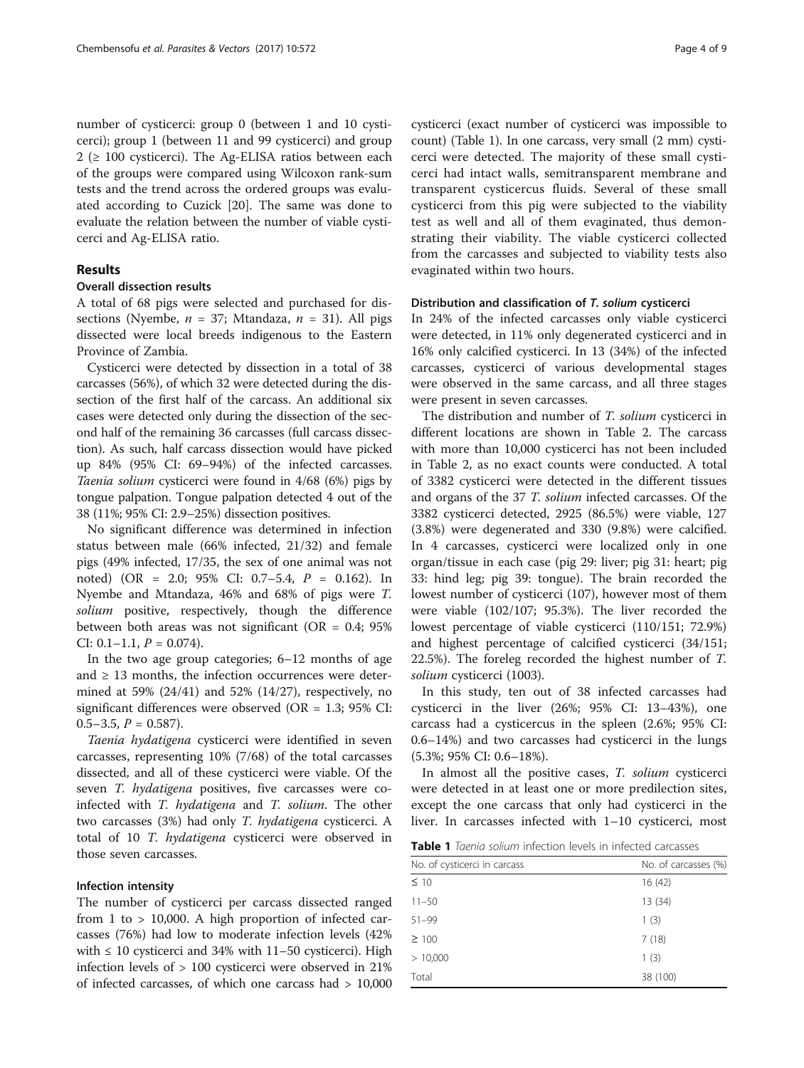number of cysticerci: group 0 (between 1 and 10 cysticerci); group 1 (between 11 and 99 cysticerci) and group 2 (≥ 100 cysticerci). The Ag-ELISA ratios between each of the groups were compared using Wilcoxon rank-sum tests and the trend across the ordered groups was evaluated according to Cuzick [20]. The same was done to evaluate the relation between the number of viable cysticerci and Ag-ELISA ratio.

## Results

### Overall dissection results

A total of 68 pigs were selected and purchased for dissections (Nyembe, $n = 37$; Mtandaza, $n = 31$). All pigs dissected were local breeds indigenous to the Eastern Province of Zambia.

Cysticerci were detected by dissection in a total of 38 carcasses (56%), of which 32 were detected during the dissection of the first half of the carcass. An additional six cases were detected only during the dissection of the second half of the remaining 36 carcasses (full carcass dissection). As such, half carcass dissection would have picked up 84% (95% CI: 69–94%) of the infected carcasses. *Taenia solium* cysticerci were found in 4/68 (6%) pigs by tongue palpation. Tongue palpation detected 4 out of the 38 (11%; 95% CI: 2.9–25%) dissection positives.

No significant difference was determined in infection status between male (66% infected, 21/32) and female pigs (49% infected, 17/35, the sex of one animal was not noted) (OR = 2.0; 95% CI: 0.7–5.4, $P = 0.162$). In Nyembe and Mtandaza, 46% and 68% of pigs were *T. solium* positive, respectively, though the difference between both areas was not significant (OR = 0.4; 95% CI: 0.1–1.1, $P = 0.074$).

In the two age group categories; 6–12 months of age and ≥ 13 months, the infection occurrences were determined at 59% (24/41) and 52% (14/27), respectively, no significant differences were observed (OR = 1.3; 95% CI: 0.5–3.5, $P = 0.587$).

*Taenia hydatigena* cysticerci were identified in seven carcasses, representing 10% (7/68) of the total carcasses dissected, and all of these cysticerci were viable. Of the seven *T. hydatigena* positives, five carcasses were co-infected with *T. hydatigena* and *T. solium*. The other two carcasses (3%) had only *T. hydatigena* cysticerci. A total of 10 *T. hydatigena* cysticerci were observed in those seven carcasses.

### Infection intensity

The number of cysticerci per carcass dissected ranged from 1 to > 10,000. A high proportion of infected carcasses (76%) had low to moderate infection levels (42% with ≤ 10 cysticerci and 34% with 11–50 cysticerci). High infection levels of > 100 cysticerci were observed in 21% of infected carcasses, of which one carcass had > 10,000 cysticerci (exact number of cysticerci was impossible to count) (Table 1). In one carcass, very small (2 mm) cysticerci were detected. The majority of these small cysticerci had intact walls, semitransparent membrane and transparent cysticercus fluids. Several of these small cysticerci from this pig were subjected to the viability test as well and all of them evaginated, thus demonstrating their viability. The viable cysticerci collected from the carcasses and subjected to viability tests also evaginated within two hours.

### Distribution and classification of *T. solium* cysticerci

In 24% of the infected carcasses only viable cysticerci were detected, in 11% only degenerated cysticerci and in 16% only calcified cysticerci. In 13 (34%) of the infected carcasses, cysticerci of various developmental stages were observed in the same carcass, and all three stages were present in seven carcasses.

The distribution and number of *T. solium* cysticerci in different locations are shown in Table 2. The carcass with more than 10,000 cysticerci has not been included in Table 2, as no exact counts were conducted. A total of 3382 cysticerci were detected in the different tissues and organs of the 37 *T. solium* infected carcasses. Of the 3382 cysticerci detected, 2925 (86.5%) were viable, 127 (3.8%) were degenerated and 330 (9.8%) were calcified. In 4 carcasses, cysticerci were localized only in one organ/tissue in each case (pig 29: liver; pig 31: heart; pig 33: hind leg; pig 39: tongue). The brain recorded the lowest number of cysticerci (107), however most of them were viable (102/107; 95.3%). The liver recorded the lowest percentage of viable cysticerci (110/151; 72.9%) and highest percentage of calcified cysticerci (34/151; 22.5%). The foreleg recorded the highest number of *T. solium* cysticerci (1003).

In this study, ten out of 38 infected carcasses had cysticerci in the liver (26%; 95% CI: 13–43%), one carcass had a cysticercus in the spleen (2.6%; 95% CI: 0.6–14%) and two carcasses had cysticerci in the lungs (5.3%; 95% CI: 0.6–18%).

In almost all the positive cases, *T. solium* cysticerci were detected in at least one or more predilection sites, except the one carcass that only had cysticerci in the liver. In carcasses infected with 1–10 cysticerci, most

**Table 1** *Taenia solium* infection levels in infected carcasses

| No. of cysticerci in carcass | No. of carcasses (%) |
|---|---|
| ≤ 10 | 16 (42) |
| 11–50 | 13 (34) |
| 51–99 | 1 (3) |
| ≥ 100 | 7 (18) |
| > 10,000 | 1 (3) |
| Total | 38 (100) |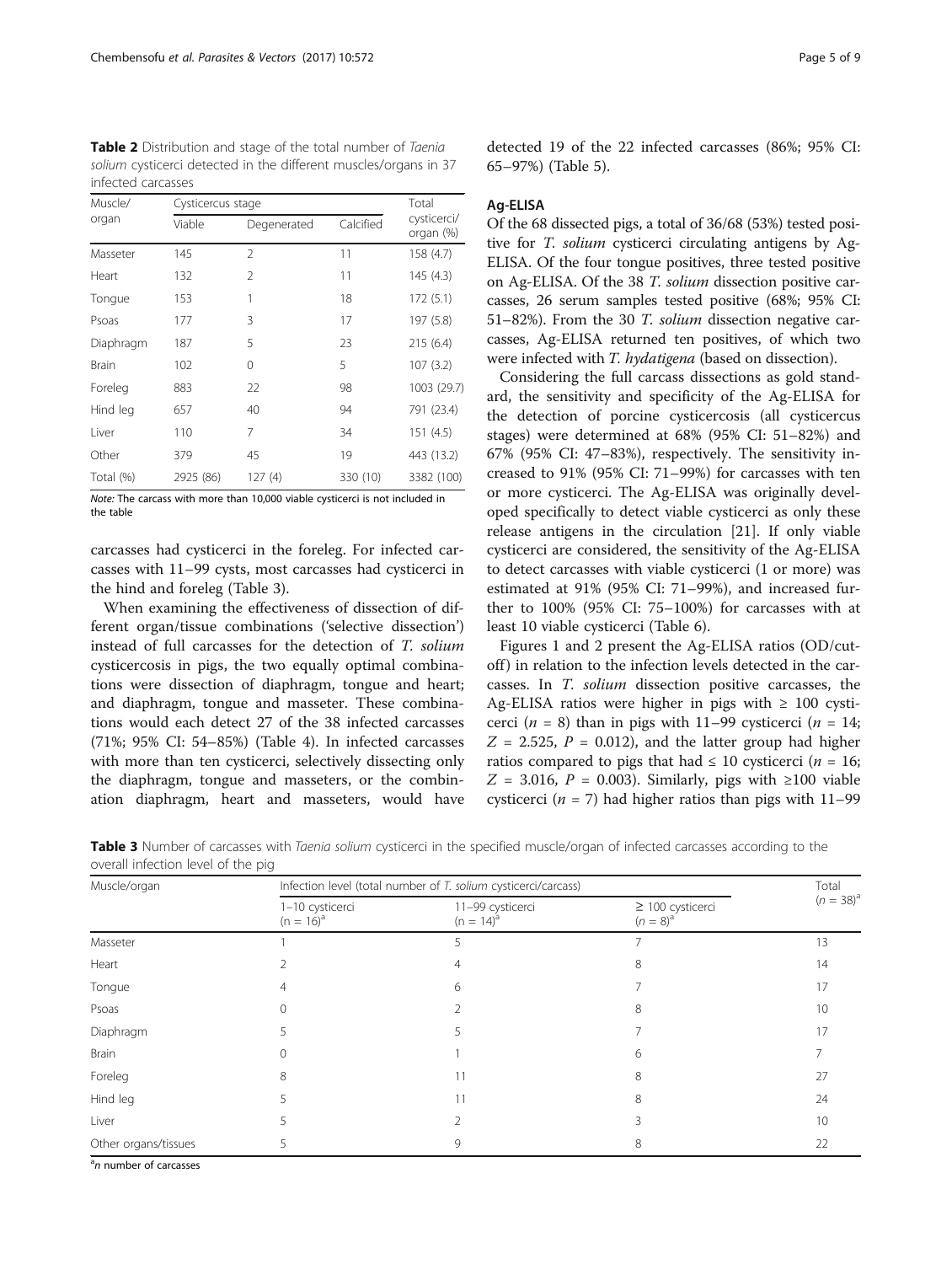**Table 2** Distribution and stage of the total number of *Taenia solium* cysticerci detected in the different muscles/organs in 37 infected carcasses

| Muscle/organ | Cysticercus stage | | | Total cysticerci/organ (%) |
|---|---|---|---|---|
| | Viable | Degenerated | Calcified | |
| Masseter | 145 | 2 | 11 | 158 (4.7) |
| Heart | 132 | 2 | 11 | 145 (4.3) |
| Tongue | 153 | 1 | 18 | 172 (5.1) |
| Psoas | 177 | 3 | 17 | 197 (5.8) |
| Diaphragm | 187 | 5 | 23 | 215 (6.4) |
| Brain | 102 | 0 | 5 | 107 (3.2) |
| Foreleg | 883 | 22 | 98 | 1003 (29.7) |
| Hind leg | 657 | 40 | 94 | 791 (23.4) |
| Liver | 110 | 7 | 34 | 151 (4.5) |
| Other | 379 | 45 | 19 | 443 (13.2) |
| Total (%) | 2925 (86) | 127 (4) | 330 (10) | 3382 (100) |

*Note*: The carcass with more than 10,000 viable cysticerci is not included in the table

carcasses had cysticerci in the foreleg. For infected carcasses with 11–99 cysts, most carcasses had cysticerci in the hind and foreleg (Table 3).

When examining the effectiveness of dissection of different organ/tissue combinations ('selective dissection') instead of full carcasses for the detection of *T. solium* cysticercosis in pigs, the two equally optimal combinations were dissection of diaphragm, tongue and heart; and diaphragm, tongue and masseter. These combinations would each detect 27 of the 38 infected carcasses (71%; 95% CI: 54–85%) (Table 4). In infected carcasses with more than ten cysticerci, selectively dissecting only the diaphragm, tongue and masseters, or the combination diaphragm, heart and masseters, would have detected 19 of the 22 infected carcasses (86%; 95% CI: 65–97%) (Table 5).

### Ag-ELISA

Of the 68 dissected pigs, a total of 36/68 (53%) tested positive for *T. solium* cysticerci circulating antigens by Ag-ELISA. Of the four tongue positives, three tested positive on Ag-ELISA. Of the 38 *T. solium* dissection positive carcasses, 26 serum samples tested positive (68%; 95% CI: 51–82%). From the 30 *T. solium* dissection negative carcasses, Ag-ELISA returned ten positives, of which two were infected with *T. hydatigena* (based on dissection).

Considering the full carcass dissections as gold standard, the sensitivity and specificity of the Ag-ELISA for the detection of porcine cysticercosis (all cysticercus stages) were determined at 68% (95% CI: 51–82%) and 67% (95% CI: 47–83%), respectively. The sensitivity increased to 91% (95% CI: 71–99%) for carcasses with ten or more cysticerci. The Ag-ELISA was originally developed specifically to detect viable cysticerci as only these release antigens in the circulation [21]. If only viable cysticerci are considered, the sensitivity of the Ag-ELISA to detect carcasses with viable cysticerci (1 or more) was estimated at 91% (95% CI: 71–99%), and increased further to 100% (95% CI: 75–100%) for carcasses with at least 10 viable cysticerci (Table 6).

Figures 1 and 2 present the Ag-ELISA ratios (OD/cut-off) in relation to the infection levels detected in the carcasses. In *T. solium* dissection positive carcasses, the Ag-ELISA ratios were higher in pigs with ≥ 100 cysticerci ($n = 8$) than in pigs with 11–99 cysticerci ($n = 14$; $Z = 2.525$, $P = 0.012$), and the latter group had higher ratios compared to pigs that had ≤ 10 cysticerci ($n = 16$; $Z = 3.016$, $P = 0.003$). Similarly, pigs with ≥100 viable cysticerci ($n = 7$) had higher ratios than pigs with 11–99

**Table 3** Number of carcasses with *Taenia solium* cysticerci in the specified muscle/organ of infected carcasses according to the overall infection level of the pig

| Muscle/organ | Infection level (total number of *T. solium* cysticerci/carcass) | | | Total ($n = 38$)[a] |
|---|---|---|---|---|
| | 1–10 cysticerci ($n = 16$)[a] | 11–99 cysticerci ($n = 14$)[a] | ≥ 100 cysticerci ($n = 8$)[a] | |
| Masseter | 1 | 5 | 7 | 13 |
| Heart | 2 | 4 | 8 | 14 |
| Tongue | 4 | 6 | 7 | 17 |
| Psoas | 0 | 2 | 8 | 10 |
| Diaphragm | 5 | 5 | 7 | 17 |
| Brain | 0 | 1 | 6 | 7 |
| Foreleg | 8 | 11 | 8 | 27 |
| Hind leg | 5 | 11 | 8 | 24 |
| Liver | 5 | 2 | 3 | 10 |
| Other organs/tissues | 5 | 9 | 8 | 22 |

[a] *n* number of carcasses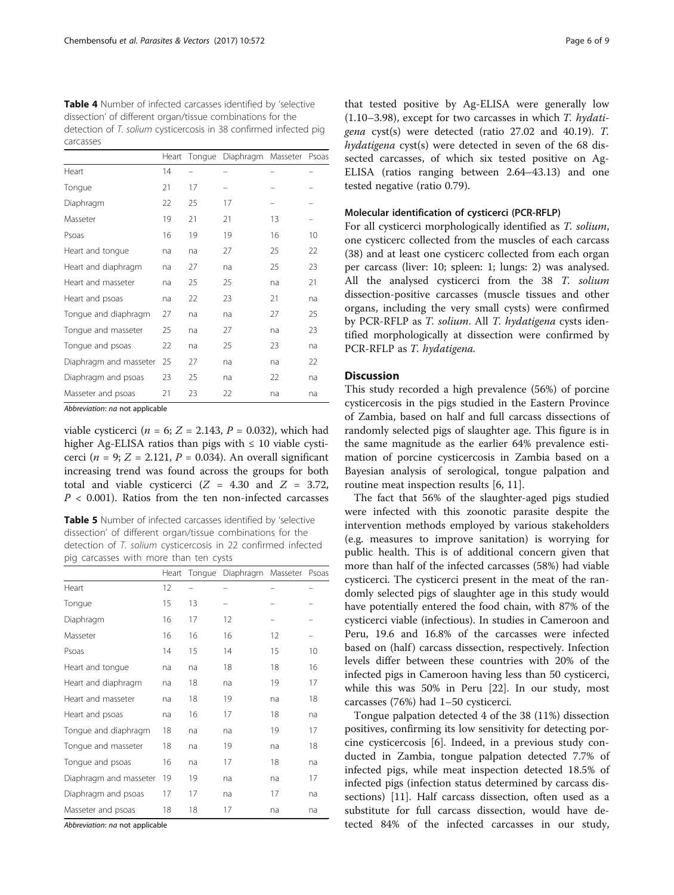**Table 4** Number of infected carcasses identified by 'selective dissection' of different organ/tissue combinations for the detection of *T. solium* cysticercosis in 38 confirmed infected pig carcasses

| | Heart | Tongue | Diaphragm | Masseter | Psoas |
|---|---|---|---|---|---|
| Heart | 14 | – | – | – | – |
| Tongue | 21 | 17 | – | – | – |
| Diaphragm | 22 | 25 | 17 | – | – |
| Masseter | 19 | 21 | 21 | 13 | – |
| Psoas | 16 | 19 | 19 | 16 | 10 |
| Heart and tongue | na | na | 27 | 25 | 22 |
| Heart and diaphragm | na | 27 | na | 25 | 23 |
| Heart and masseter | na | 25 | 25 | na | 21 |
| Heart and psoas | na | 22 | 23 | 21 | na |
| Tongue and diaphragm | 27 | na | na | 27 | 25 |
| Tongue and masseter | 25 | na | 27 | na | 23 |
| Tongue and psoas | 22 | na | 25 | 23 | na |
| Diaphragm and masseter | 25 | 27 | na | na | 22 |
| Diaphragm and psoas | 23 | 25 | na | 22 | na |
| Masseter and psoas | 21 | 23 | 22 | na | na |

*Abbreviation*: *na* not applicable

viable cysticerci ($n = 6$; $Z = 2.143$, $P = 0.032$), which had higher Ag-ELISA ratios than pigs with ≤ 10 viable cysticerci ($n = 9$; $Z = 2.121$, $P = 0.034$). An overall significant increasing trend was found across the groups for both total and viable cysticerci ($Z = 4.30$ and $Z = 3.72$, $P < 0.001$). Ratios from the ten non-infected carcasses

**Table 5** Number of infected carcasses identified by 'selective dissection' of different organ/tissue combinations for the detection of *T. solium* cysticercosis in 22 confirmed infected pig carcasses with more than ten cysts

| | Heart | Tongue | Diaphragm | Masseter | Psoas |
|---|---|---|---|---|---|
| Heart | 12 | – | – | – | – |
| Tongue | 15 | 13 | – | – | – |
| Diaphragm | 16 | 17 | 12 | – | – |
| Masseter | 16 | 16 | 16 | 12 | – |
| Psoas | 14 | 15 | 14 | 15 | 10 |
| Heart and tongue | na | na | 18 | 18 | 16 |
| Heart and diaphragm | na | 18 | na | 19 | 17 |
| Heart and masseter | na | 18 | 19 | na | 18 |
| Heart and psoas | na | 16 | 17 | 18 | na |
| Tongue and diaphragm | 18 | na | na | 19 | 17 |
| Tongue and masseter | 18 | na | 19 | na | 18 |
| Tongue and psoas | 16 | na | 17 | 18 | na |
| Diaphragm and masseter | 19 | 19 | na | na | 17 |
| Diaphragm and psoas | 17 | 17 | na | 17 | na |
| Masseter and psoas | 18 | 18 | 17 | na | na |

*Abbreviation*: *na* not applicable

that tested positive by Ag-ELISA were generally low (1.10–3.98), except for two carcasses in which *T. hydatigena* cyst(s) were detected (ratio 27.02 and 40.19). *T. hydatigena* cyst(s) were detected in seven of the 68 dissected carcasses, of which six tested positive on Ag-ELISA (ratios ranging between 2.64–43.13) and one tested negative (ratio 0.79).

### Molecular identification of cysticerci (PCR-RFLP)

For all cysticerci morphologically identified as *T. solium*, one cysticerc collected from the muscles of each carcass (38) and at least one cysticerc collected from each organ per carcass (liver: 10; spleen: 1; lungs: 2) was analysed. All the analysed cysticerci from the 38 *T. solium* dissection-positive carcasses (muscle tissues and other organs, including the very small cysts) were confirmed by PCR-RFLP as *T. solium*. All *T. hydatigena* cysts identified morphologically at dissection were confirmed by PCR-RFLP as *T. hydatigena.*

## Discussion

This study recorded a high prevalence (56%) of porcine cysticercosis in the pigs studied in the Eastern Province of Zambia, based on half and full carcass dissections of randomly selected pigs of slaughter age. This figure is in the same magnitude as the earlier 64% prevalence estimation of porcine cysticercosis in Zambia based on a Bayesian analysis of serological, tongue palpation and routine meat inspection results [6, 11].

The fact that 56% of the slaughter-aged pigs studied were infected with this zoonotic parasite despite the intervention methods employed by various stakeholders (e.g. measures to improve sanitation) is worrying for public health. This is of additional concern given that more than half of the infected carcasses (58%) had viable cysticerci. The cysticerci present in the meat of the randomly selected pigs of slaughter age in this study would have potentially entered the food chain, with 87% of the cysticerci viable (infectious). In studies in Cameroon and Peru, 19.6 and 16.8% of the carcasses were infected based on (half) carcass dissection, respectively. Infection levels differ between these countries with 20% of the infected pigs in Cameroon having less than 50 cysticerci, while this was 50% in Peru [22]. In our study, most carcasses (76%) had 1–50 cysticerci.

Tongue palpation detected 4 of the 38 (11%) dissection positives, confirming its low sensitivity for detecting porcine cysticercosis [6]. Indeed, in a previous study conducted in Zambia, tongue palpation detected 7.7% of infected pigs, while meat inspection detected 18.5% of infected pigs (infection status determined by carcass dissections) [11]. Half carcass dissection, often used as a substitute for full carcass dissection, would have detected 84% of the infected carcasses in our study,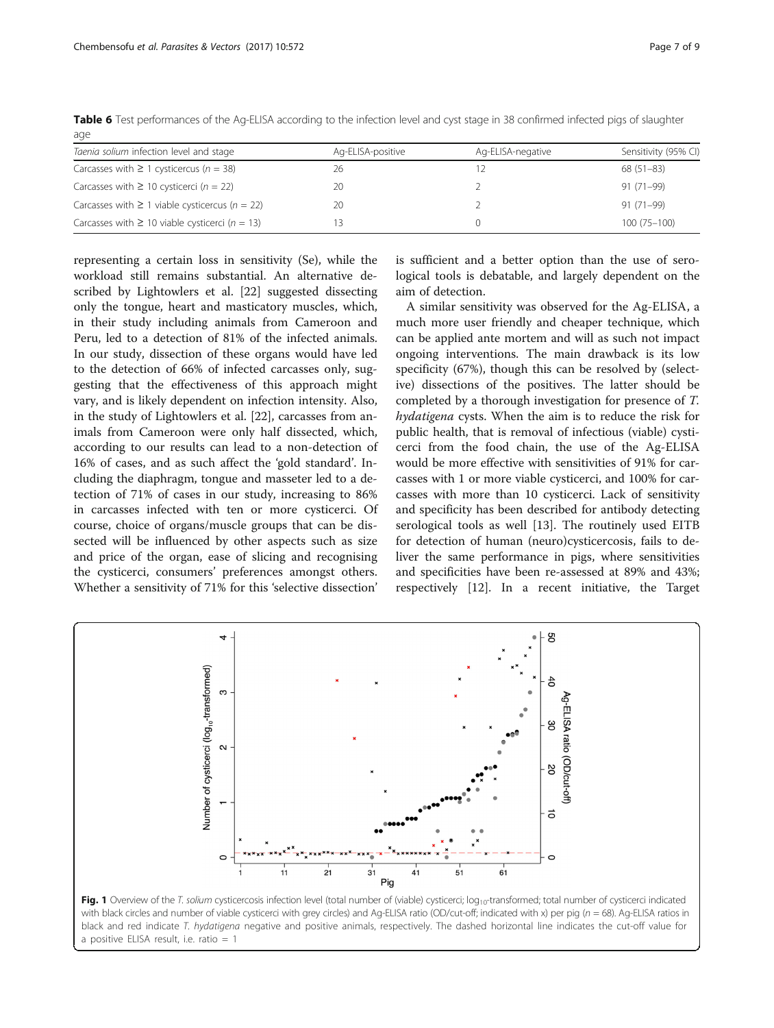**Table 6** Test performances of the Ag-ELISA according to the infection level and cyst stage in 38 confirmed infected pigs of slaughter age

| *Taenia solium* infection level and stage | Ag-ELISA-positive | Ag-ELISA-negative | Sensitivity (95% CI) |
|---|---|---|---|
| Carcasses with ≥ 1 cysticercus (*n* = 38) | 26 | 12 | 68 (51–83) |
| Carcasses with ≥ 10 cysticerci (*n* = 22) | 20 | 2 | 91 (71–99) |
| Carcasses with ≥ 1 viable cysticercus (*n* = 22) | 20 | 2 | 91 (71–99) |
| Carcasses with ≥ 10 viable cysticerci (*n* = 13) | 13 | 0 | 100 (75–100) |

representing a certain loss in sensitivity (Se), while the workload still remains substantial. An alternative described by Lightowlers et al. [22] suggested dissecting only the tongue, heart and masticatory muscles, which, in their study including animals from Cameroon and Peru, led to a detection of 81% of the infected animals. In our study, dissection of these organs would have led to the detection of 66% of infected carcasses only, suggesting that the effectiveness of this approach might vary, and is likely dependent on infection intensity. Also, in the study of Lightowlers et al. [22], carcasses from animals from Cameroon were only half dissected, which, according to our results can lead to a non-detection of 16% of cases, and as such affect the 'gold standard'. Including the diaphragm, tongue and masseter led to a detection of 71% of cases in our study, increasing to 86% in carcasses infected with ten or more cysticerci. Of course, choice of organs/muscle groups that can be dissected will be influenced by other aspects such as size and price of the organ, ease of slicing and recognising the cysticerci, consumers' preferences amongst others. Whether a sensitivity of 71% for this 'selective dissection' is sufficient and a better option than the use of serological tools is debatable, and largely dependent on the aim of detection.

A similar sensitivity was observed for the Ag-ELISA, a much more user friendly and cheaper technique, which can be applied ante mortem and will as such not impact ongoing interventions. The main drawback is its low specificity (67%), though this can be resolved by (selective) dissections of the positives. The latter should be completed by a thorough investigation for presence of *T. hydatigena* cysts. When the aim is to reduce the risk for public health, that is removal of infectious (viable) cysticerci from the food chain, the use of the Ag-ELISA would be more effective with sensitivities of 91% for carcasses with 1 or more viable cysticerci, and 100% for carcasses with more than 10 cysticerci. Lack of sensitivity and specificity has been described for antibody detecting serological tools as well [13]. The routinely used EITB for detection of human (neuro)cysticercosis, fails to deliver the same performance in pigs, where sensitivities and specificities have been re-assessed at 89% and 43%; respectively [12]. In a recent initiative, the Target

**Fig. 1** Overview of the *T. solium* cysticercosis infection level (total number of (viable) cysticerci; $\log_{10}$-transformed; total number of cysticerci indicated with black circles and number of viable cysticerci with grey circles) and Ag-ELISA ratio (OD/cut-off; indicated with x) per pig (*n* = 68). Ag-ELISA ratios in black and red indicate *T. hydatigena* negative and positive animals, respectively. The dashed horizontal line indicates the cut-off value for a positive ELISA result, i.e. ratio = 1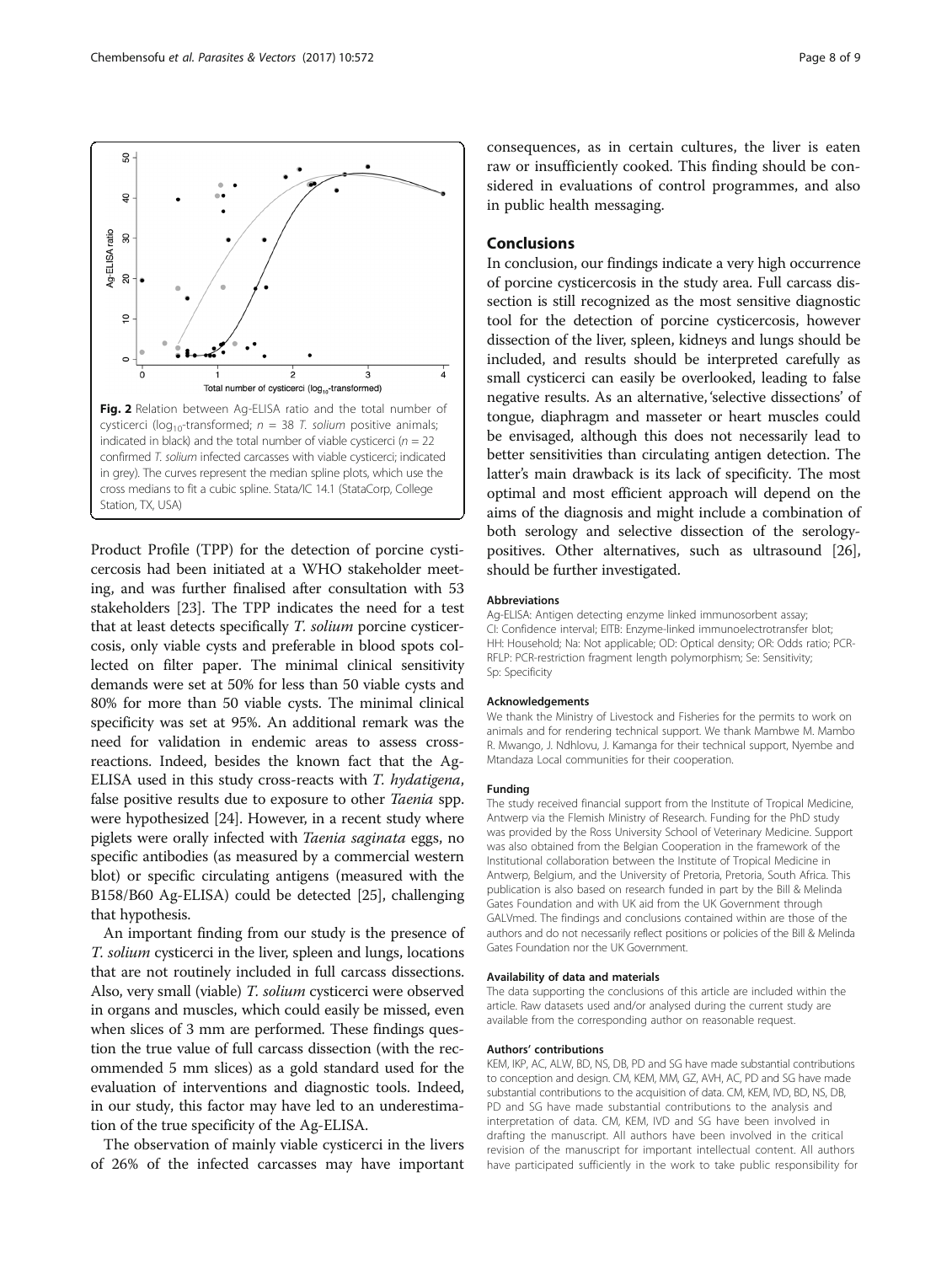Fig. 2 Relation between Ag-ELISA ratio and the total number of cysticerci ($log_{10}$-transformed; $n = 38$ *T. solium* positive animals; indicated in black) and the total number of viable cysticerci ($n = 22$ confirmed *T. solium* infected carcasses with viable cysticerci; indicated in grey). The curves represent the median spline plots, which use the cross medians to fit a cubic spline. Stata/IC 14.1 (StataCorp, College Station, TX, USA)

Product Profile (TPP) for the detection of porcine cysticercosis had been initiated at a WHO stakeholder meeting, and was further finalised after consultation with 53 stakeholders [23]. The TPP indicates the need for a test that at least detects specifically *T. solium* porcine cysticercosis, only viable cysts and preferable in blood spots collected on filter paper. The minimal clinical sensitivity demands were set at 50% for less than 50 viable cysts and 80% for more than 50 viable cysts. The minimal clinical specificity was set at 95%. An additional remark was the need for validation in endemic areas to assess cross-reactions. Indeed, besides the known fact that the Ag-ELISA used in this study cross-reacts with *T. hydatigena*, false positive results due to exposure to other *Taenia* spp. were hypothesized [24]. However, in a recent study where piglets were orally infected with *Taenia saginata* eggs, no specific antibodies (as measured by a commercial western blot) or specific circulating antigens (measured with the B158/B60 Ag-ELISA) could be detected [25], challenging that hypothesis.

An important finding from our study is the presence of *T. solium* cysticerci in the liver, spleen and lungs, locations that are not routinely included in full carcass dissections. Also, very small (viable) *T. solium* cysticerci were observed in organs and muscles, which could easily be missed, even when slices of 3 mm are performed. These findings question the true value of full carcass dissection (with the recommended 5 mm slices) as a gold standard used for the evaluation of interventions and diagnostic tools. Indeed, in our study, this factor may have led to an underestimation of the true specificity of the Ag-ELISA.

The observation of mainly viable cysticerci in the livers of 26% of the infected carcasses may have important consequences, as in certain cultures, the liver is eaten raw or insufficiently cooked. This finding should be considered in evaluations of control programmes, and also in public health messaging.

## Conclusions

In conclusion, our findings indicate a very high occurrence of porcine cysticercosis in the study area. Full carcass dissection is still recognized as the most sensitive diagnostic tool for the detection of porcine cysticercosis, however dissection of the liver, spleen, kidneys and lungs should be included, and results should be interpreted carefully as small cysticerci can easily be overlooked, leading to false negative results. As an alternative, 'selective dissections' of tongue, diaphragm and masseter or heart muscles could be envisaged, although this does not necessarily lead to better sensitivities than circulating antigen detection. The latter's main drawback is its lack of specificity. The most optimal and most efficient approach will depend on the aims of the diagnosis and might include a combination of both serology and selective dissection of the serology-positives. Other alternatives, such as ultrasound [26], should be further investigated.

#### Abbreviations

Ag-ELISA: Antigen detecting enzyme linked immunosorbent assay; CI: Confidence interval; EITB: Enzyme-linked immunoelectrotransfer blot; HH: Household; Na: Not applicable; OD: Optical density; OR: Odds ratio; PCR-RFLP: PCR-restriction fragment length polymorphism; Se: Sensitivity; Sp: Specificity

#### Acknowledgements

We thank the Ministry of Livestock and Fisheries for the permits to work on animals and for rendering technical support. We thank Mambwe M. Mambo R. Mwango, J. Ndhlovu, J. Kamanga for their technical support, Nyembe and Mtandaza Local communities for their cooperation.

#### Funding

The study received financial support from the Institute of Tropical Medicine, Antwerp via the Flemish Ministry of Research. Funding for the PhD study was provided by the Ross University School of Veterinary Medicine. Support was also obtained from the Belgian Cooperation in the framework of the Institutional collaboration between the Institute of Tropical Medicine in Antwerp, Belgium, and the University of Pretoria, Pretoria, South Africa. This publication is also based on research funded in part by the Bill & Melinda Gates Foundation and with UK aid from the UK Government through GALVmed. The findings and conclusions contained within are those of the authors and do not necessarily reflect positions or policies of the Bill & Melinda Gates Foundation nor the UK Government.

#### Availability of data and materials

The data supporting the conclusions of this article are included within the article. Raw datasets used and/or analysed during the current study are available from the corresponding author on reasonable request.

#### Authors' contributions

KEM, IKP, AC, ALW, BD, NS, DB, PD and SG have made substantial contributions to conception and design. CM, KEM, MM, GZ, AVH, AC, PD and SG have made substantial contributions to the acquisition of data. CM, KEM, IVD, BD, NS, DB, PD and SG have made substantial contributions to the analysis and interpretation of data. CM, KEM, IVD and SG have been involved in drafting the manuscript. All authors have been involved in the critical revision of the manuscript for important intellectual content. All authors have participated sufficiently in the work to take public responsibility for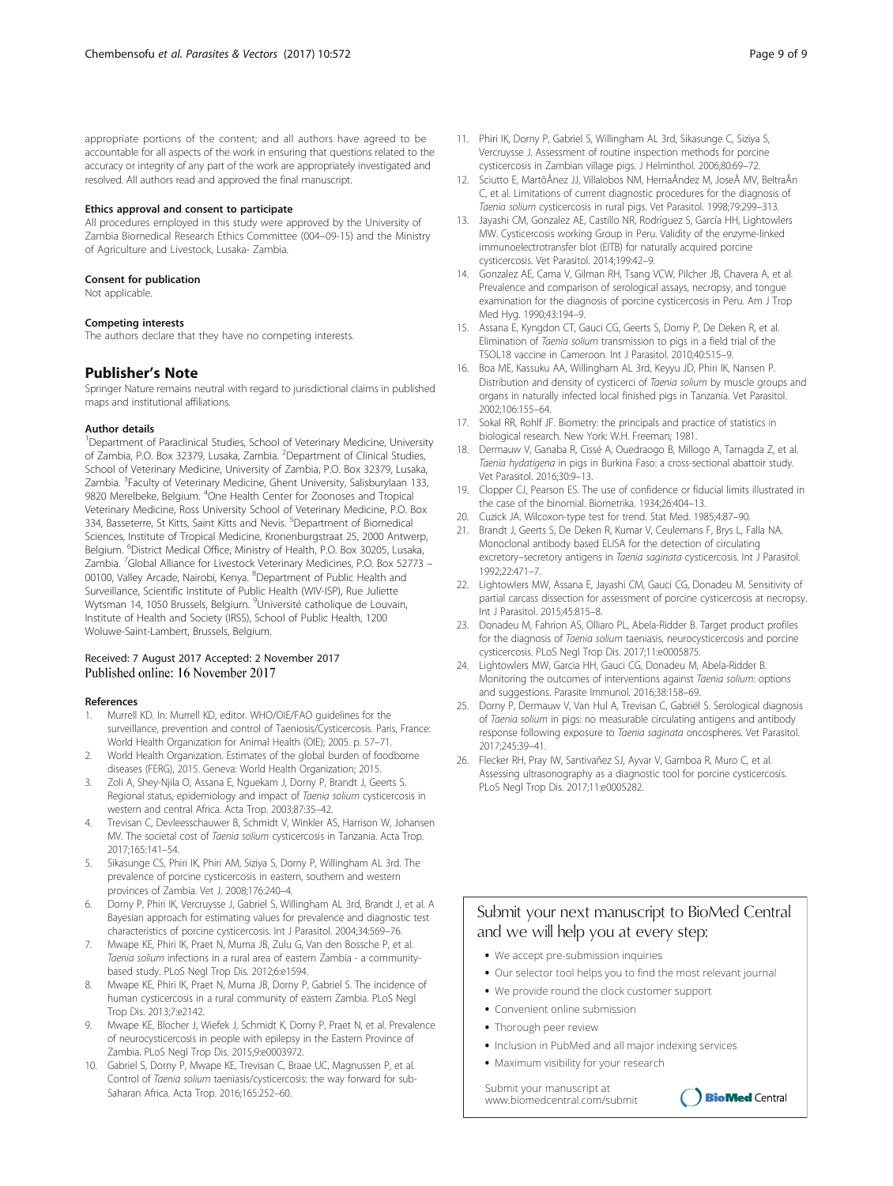appropriate portions of the content; and all authors have agreed to be accountable for all aspects of the work in ensuring that questions related to the accuracy or integrity of any part of the work are appropriately investigated and resolved. All authors read and approved the final manuscript.

#### Ethics approval and consent to participate

All procedures employed in this study were approved by the University of Zambia Biomedical Research Ethics Committee (004–09-15) and the Ministry of Agriculture and Livestock, Lusaka- Zambia.

#### Consent for publication

Not applicable.

#### Competing interests

The authors declare that they have no competing interests.

## Publisher's Note

Springer Nature remains neutral with regard to jurisdictional claims in published maps and institutional affiliations.

#### Author details

[1]Department of Paraclinical Studies, School of Veterinary Medicine, University of Zambia, P.O. Box 32379, Lusaka, Zambia. [2]Department of Clinical Studies, School of Veterinary Medicine, University of Zambia, P.O. Box 32379, Lusaka, Zambia. [3]Faculty of Veterinary Medicine, Ghent University, Salisburylaan 133, 9820 Merelbeke, Belgium. [4]One Health Center for Zoonoses and Tropical Veterinary Medicine, Ross University School of Veterinary Medicine, P.O. Box 334, Basseterre, St Kitts, Saint Kitts and Nevis. [5]Department of Biomedical Sciences, Institute of Tropical Medicine, Kronenburgstraat 25, 2000 Antwerp, Belgium. [6]District Medical Office, Ministry of Health, P.O. Box 30205, Lusaka, Zambia. [7]Global Alliance for Livestock Veterinary Medicines, P.O. Box 52773 – 00100, Valley Arcade, Nairobi, Kenya. [8]Department of Public Health and Surveillance, Scientific Institute of Public Health (WIV-ISP), Rue Juliette Wytsman 14, 1050 Brussels, Belgium. [9]Université catholique de Louvain, Institute of Health and Society (IRSS), School of Public Health, 1200 Woluwe-Saint-Lambert, Brussels, Belgium.

Received: 7 August 2017 Accepted: 2 November 2017
Published online: 16 November 2017

#### References

1. Murrell KD. In: Murrell KD, editor. WHO/OIE/FAO guidelines for the surveillance, prevention and control of Taeniosis/Cysticercosis. Paris, France: World Health Organization for Animal Health (OIE); 2005. p. 57–71.
2. World Health Organization. Estimates of the global burden of foodborne diseases (FERG), 2015. Geneva: World Health Organization; 2015.
3. Zoli A, Shey-Njila O, Assana E, Nguekam J, Dorny P, Brandt J, Geerts S. Regional status, epidemiology and impact of *Taenia solium* cysticercosis in western and central Africa. Acta Trop. 2003;87:35–42.
4. Trevisan C, Devleesschauwer B, Schmidt V, Winkler AS, Harrison W, Johansen MV. The societal cost of *Taenia solium* cysticercosis in Tanzania. Acta Trop. 2017;165:141–54.
5. Sikasunge CS, Phiri IK, Phiri AM, Siziya S, Dorny P, Willingham AL 3rd. The prevalence of porcine cysticercosis in eastern, southern and western provinces of Zambia. Vet J. 2008;176:240–4.
6. Dorny P, Phiri IK, Vercruysse J, Gabriel S, Willingham AL 3rd, Brandt J, et al. A Bayesian approach for estimating values for prevalence and diagnostic test characteristics of porcine cysticercosis. Int J Parasitol. 2004;34:569–76.
7. Mwape KE, Phiri IK, Praet N, Muma JB, Zulu G, Van den Bossche P, et al. *Taenia solium* infections in a rural area of eastern Zambia - a community-based study. PLoS Negl Trop Dis. 2012;6:e1594.
8. Mwape KE, Phiri IK, Praet N, Muma JB, Dorny P, Gabriel S. The incidence of human cysticercosis in a rural community of eastern Zambia. PLoS Negl Trop Dis. 2013;7:e2142.
9. Mwape KE, Blocher J, Wiefek J, Schmidt K, Dorny P, Praet N, et al. Prevalence of neurocysticercosis in people with epilepsy in the Eastern Province of Zambia. PLoS Negl Trop Dis. 2015;9:e0003972.
10. Gabriel S, Dorny P, Mwape KE, Trevisan C, Braae UC, Magnussen P, et al. Control of *Taenia solium* taeniasis/cysticercosis: the way forward for sub-Saharan Africa. Acta Trop. 2016;165:252–60.
11. Phiri IK, Dorny P, Gabriel S, Willingham AL 3rd, Sikasunge C, Siziya S, Vercruysse J. Assessment of routine inspection methods for porcine cysticercosis in Zambian village pigs. J Helminthol. 2006;80:69–72.
12. Sciutto E, MartõÅnez JJ, Villalobos NM, HernaÅndez M, JoseÅ MV, BeltraÅn C, et al. Limitations of current diagnostic procedures for the diagnosis of *Taenia solium* cysticercosis in rural pigs. Vet Parasitol. 1998;79:299–313.
13. Jayashi CM, Gonzalez AE, Castillo NR, Rodríguez S, García HH, Lightowlers MW. Cysticercosis working Group in Peru. Validity of the enzyme-linked immunoelectrotransfer blot (EITB) for naturally acquired porcine cysticercosis. Vet Parasitol. 2014;199:42–9.
14. Gonzalez AE, Cama V, Gilman RH, Tsang VCW, Pilcher JB, Chavera A, et al. Prevalence and comparison of serological assays, necropsy, and tongue examination for the diagnosis of porcine cysticercosis in Peru. Am J Trop Med Hyg. 1990;43:194–9.
15. Assana E, Kyngdon CT, Gauci CG, Geerts S, Dorny P, De Deken R, et al. Elimination of *Taenia solium* transmission to pigs in a field trial of the TSOL18 vaccine in Cameroon. Int J Parasitol. 2010;40:515–9.
16. Boa ME, Kassuku AA, Willingham AL 3rd, Keyyu JD, Phiri IK, Nansen P. Distribution and density of cysticerci of *Taenia solium* by muscle groups and organs in naturally infected local finished pigs in Tanzania. Vet Parasitol. 2002;106:155–64.
17. Sokal RR, Rohlf JF. Biometry: the principals and practice of statistics in biological research. New York: W.H. Freeman; 1981.
18. Dermauw V, Ganaba R, Cissé A, Ouedraogo B, Millogo A, Tarnagda Z, et al. *Taenia hydatigena* in pigs in Burkina Faso: a cross-sectional abattoir study. Vet Parasitol. 2016;30:9–13.
19. Clopper CJ, Pearson ES. The use of confidence or fiducial limits illustrated in the case of the binomial. Biometrika. 1934;26:404–13.
20. Cuzick JA. Wilcoxon-type test for trend. Stat Med. 1985;4:87–90.
21. Brandt J, Geerts S, De Deken R, Kumar V, Ceulemans F, Brys L, Falla NA. Monoclonal antibody based ELISA for the detection of circulating excretory–secretory antigens in *Taenia saginata* cysticercosis. Int J Parasitol. 1992;22:471–7.
22. Lightowlers MW, Assana E, Jayashi CM, Gauci CG, Donadeu M. Sensitivity of partial carcass dissection for assessment of porcine cysticercosis at necropsy. Int J Parasitol. 2015;45:815–8.
23. Donadeu M, Fahrion AS, Olliaro PL, Abela-Ridder B. Target product profiles for the diagnosis of *Taenia solium* taeniasis, neurocysticercosis and porcine cysticercosis. PLoS Negl Trop Dis. 2017;11:e0005875.
24. Lightowlers MW, Garcia HH, Gauci CG, Donadeu M, Abela-Ridder B. Monitoring the outcomes of interventions against *Taenia solium*: options and suggestions. Parasite Immunol. 2016;38:158–69.
25. Dorny P, Dermauw V, Van Hul A, Trevisan C, Gabriël S. Serological diagnosis of *Taenia solium* in pigs: no measurable circulating antigens and antibody response following exposure to *Taenia saginata* oncospheres. Vet Parasitol. 2017;245:39–41.
26. Flecker RH, Pray IW, Santivañez SJ, Ayvar V, Gamboa R, Muro C, et al. Assessing ultrasonography as a diagnostic tool for porcine cysticercosis. PLoS Negl Trop Dis. 2017;11:e0005282.

Submit your next manuscript to BioMed Central and we will help you at every step:

- We accept pre-submission inquiries
- Our selector tool helps you to find the most relevant journal
- We provide round the clock customer support
- Convenient online submission
- Thorough peer review
- Inclusion in PubMed and all major indexing services
- Maximum visibility for your research

Submit your manuscript at
www.biomedcentral.com/submit

BioMed Central